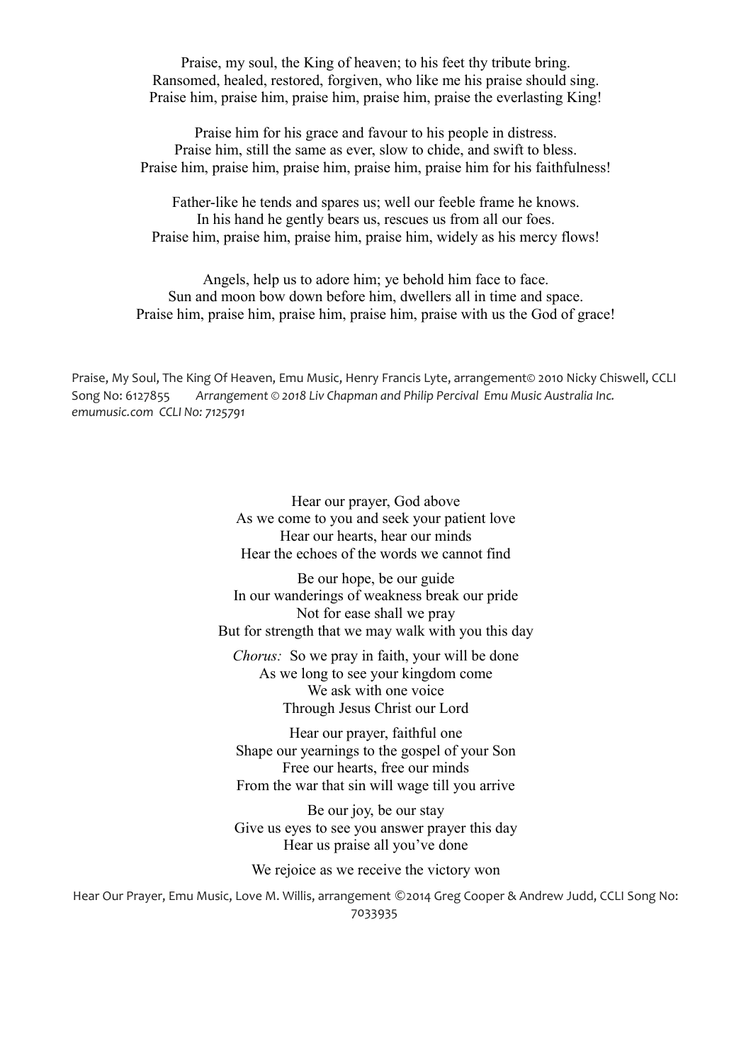Praise, my soul, the King of heaven; to his feet thy tribute bring.
Ransomed, healed, restored, forgiven, who like me his praise should sing.
Praise him, praise him, praise him, praise him, praise the everlasting King!

Praise him for his grace and favour to his people in distress.
Praise him, still the same as ever, slow to chide, and swift to bless.
Praise him, praise him, praise him, praise him, praise him for his faithfulness!

Father-like he tends and spares us; well our feeble frame he knows.
In his hand he gently bears us, rescues us from all our foes.
Praise him, praise him, praise him, praise him, widely as his mercy flows!

Angels, help us to adore him; ye behold him face to face.
Sun and moon bow down before him, dwellers all in time and space.
Praise him, praise him, praise him, praise him, praise with us the God of grace!

Praise, My Soul, The King Of Heaven, Emu Music, Henry Francis Lyte, arrangement© 2010 Nicky Chiswell, CCLI Song No: 6127855 *Arrangement © 2018 Liv Chapman and Philip Percival Emu Music Australia Inc. emumusic.com CCLI No: 7125791*

Hear our prayer, God above
As we come to you and seek your patient love
Hear our hearts, hear our minds
Hear the echoes of the words we cannot find

Be our hope, be our guide
In our wanderings of weakness break our pride
Not for ease shall we pray
But for strength that we may walk with you this day

*Chorus:* So we pray in faith, your will be done
As we long to see your kingdom come
We ask with one voice
Through Jesus Christ our Lord

Hear our prayer, faithful one
Shape our yearnings to the gospel of your Son
Free our hearts, free our minds
From the war that sin will wage till you arrive

Be our joy, be our stay
Give us eyes to see you answer prayer this day
Hear us praise all you've done

We rejoice as we receive the victory won

Hear Our Prayer, Emu Music, Love M. Willis, arrangement ©2014 Greg Cooper & Andrew Judd, CCLI Song No: 7033935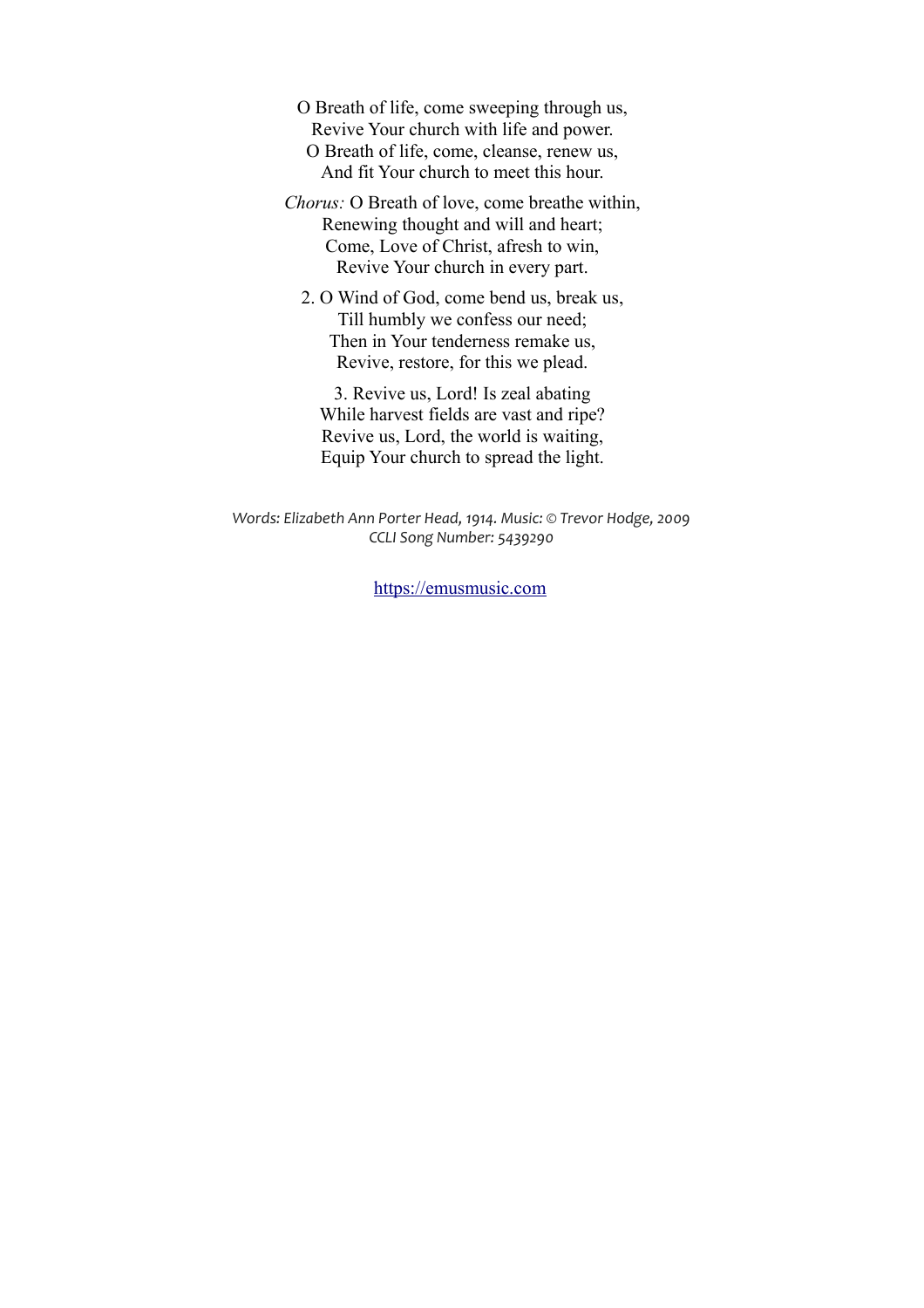O Breath of life, come sweeping through us,
Revive Your church with life and power.
O Breath of life, come, cleanse, renew us,
And fit Your church to meet this hour.

*Chorus:* O Breath of love, come breathe within,
Renewing thought and will and heart;
Come, Love of Christ, afresh to win,
Revive Your church in every part.

2. O Wind of God, come bend us, break us,
Till humbly we confess our need;
Then in Your tenderness remake us,
Revive, restore, for this we plead.

3. Revive us, Lord! Is zeal abating
While harvest fields are vast and ripe?
Revive us, Lord, the world is waiting,
Equip Your church to spread the light.

*Words: Elizabeth Ann Porter Head, 1914. Music: © Trevor Hodge, 2009*
*CCLI Song Number: 5439290*

https://emusmusic.com